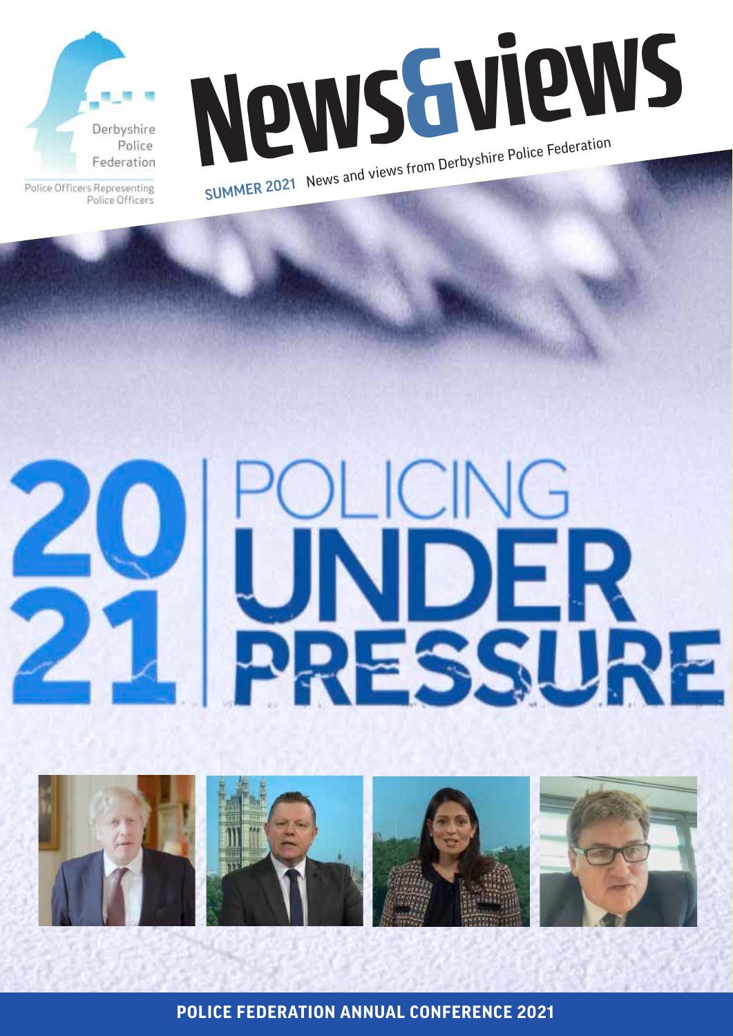Derbyshire Police Federation

Police Officers Representing Police Officers

# News&views

**SUMMER 2021** News and views from Derbyshire Police Federation

# 2021 POLICING UNDER PRESSURE

**POLICE FEDERATION ANNUAL CONFERENCE 2021**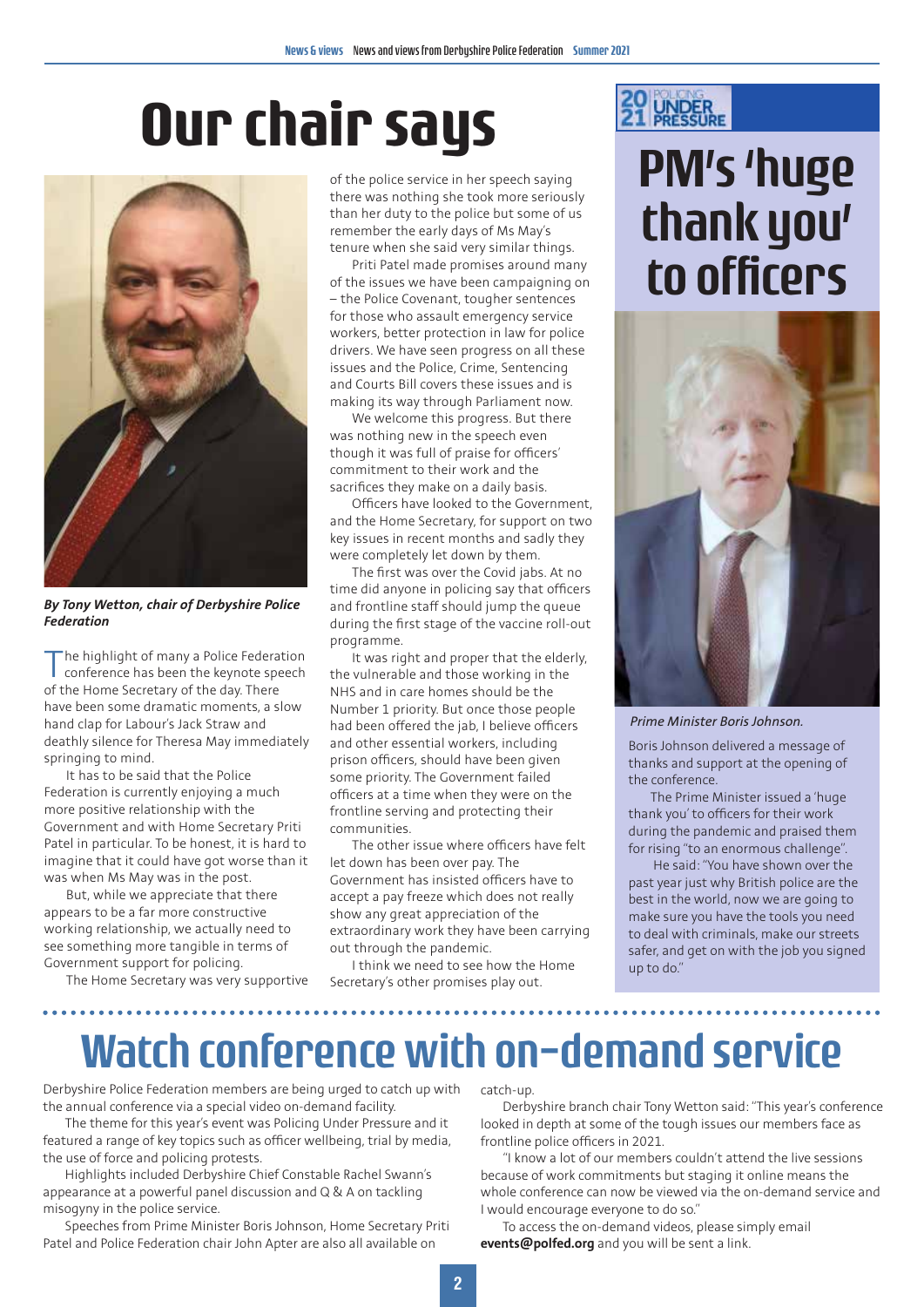# Our chair says

*By Tony Wetton, chair of Derbyshire Police Federation*

The highlight of many a Police Federation conference has been the keynote speech of the Home Secretary of the day. There have been some dramatic moments, a slow hand clap for Labour's Jack Straw and deathly silence for Theresa May immediately springing to mind.

It has to be said that the Police Federation is currently enjoying a much more positive relationship with the Government and with Home Secretary Priti Patel in particular. To be honest, it is hard to imagine that it could have got worse than it was when Ms May was in the post.

But, while we appreciate that there appears to be a far more constructive working relationship, we actually need to see something more tangible in terms of Government support for policing.

The Home Secretary was very supportive of the police service in her speech saying there was nothing she took more seriously than her duty to the police but some of us remember the early days of Ms May's tenure when she said very similar things.

Priti Patel made promises around many of the issues we have been campaigning on – the Police Covenant, tougher sentences for those who assault emergency service workers, better protection in law for police drivers. We have seen progress on all these issues and the Police, Crime, Sentencing and Courts Bill covers these issues and is making its way through Parliament now.

We welcome this progress. But there was nothing new in the speech even though it was full of praise for officers' commitment to their work and the sacrifices they make on a daily basis.

Officers have looked to the Government, and the Home Secretary, for support on two key issues in recent months and sadly they were completely let down by them.

The first was over the Covid jabs. At no time did anyone in policing say that officers and frontline staff should jump the queue during the first stage of the vaccine roll-out programme.

It was right and proper that the elderly, the vulnerable and those working in the NHS and in care homes should be the Number 1 priority. But once those people had been offered the jab, I believe officers and other essential workers, including prison officers, should have been given some priority. The Government failed officers at a time when they were on the frontline serving and protecting their communities.

The other issue where officers have felt let down has been over pay. The Government has insisted officers have to accept a pay freeze which does not really show any great appreciation of the extraordinary work they have been carrying out through the pandemic.

I think we need to see how the Home Secretary's other promises play out.

# PM's 'huge thank you' to officers

*Prime Minister Boris Johnson.*

Boris Johnson delivered a message of thanks and support at the opening of the conference.

The Prime Minister issued a 'huge thank you' to officers for their work during the pandemic and praised them for rising "to an enormous challenge".

He said: "You have shown over the past year just why British police are the best in the world, now we are going to make sure you have the tools you need to deal with criminals, make our streets safer, and get on with the job you signed up to do."

# Watch conference with on-demand service

Derbyshire Police Federation members are being urged to catch up with the annual conference via a special video on-demand facility.

The theme for this year's event was Policing Under Pressure and it featured a range of key topics such as officer wellbeing, trial by media, the use of force and policing protests.

Highlights included Derbyshire Chief Constable Rachel Swann's appearance at a powerful panel discussion and Q & A on tackling misogyny in the police service.

Speeches from Prime Minister Boris Johnson, Home Secretary Priti Patel and Police Federation chair John Apter are also all available on catch-up.

Derbyshire branch chair Tony Wetton said: "This year's conference looked in depth at some of the tough issues our members face as frontline police officers in 2021.

"I know a lot of our members couldn't attend the live sessions because of work commitments but staging it online means the whole conference can now be viewed via the on-demand service and I would encourage everyone to do so."

To access the on-demand videos, please simply email **events@polfed.org** and you will be sent a link.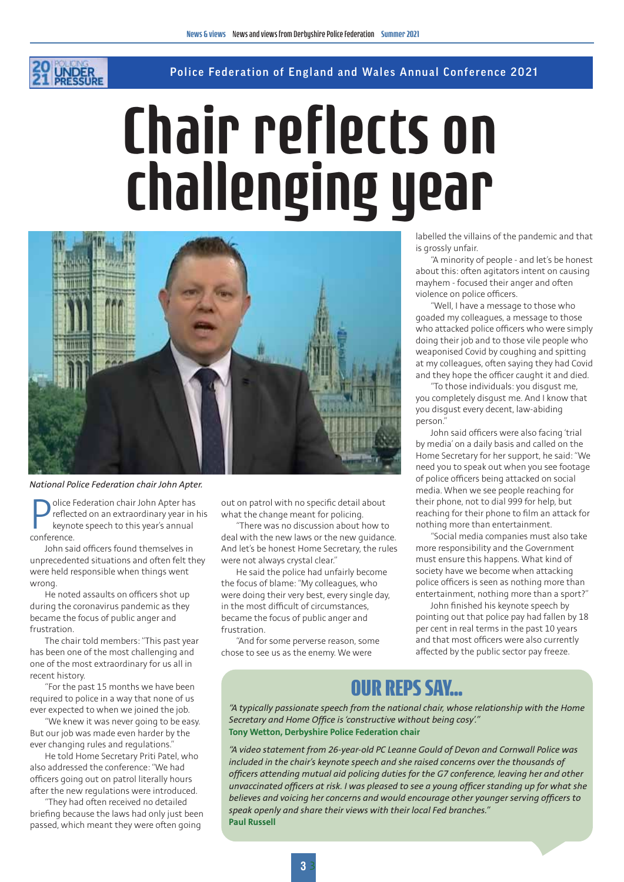Police Federation of England and Wales Annual Conference 2021

# Chair reflects on challenging year

*National Police Federation chair John Apter.*

Police Federation chair John Apter has reflected on an extraordinary year in his keynote speech to this year's annual conference.

John said officers found themselves in unprecedented situations and often felt they were held responsible when things went wrong.

He noted assaults on officers shot up during the coronavirus pandemic as they became the focus of public anger and frustration.

The chair told members: "This past year has been one of the most challenging and one of the most extraordinary for us all in recent history.

"For the past 15 months we have been required to police in a way that none of us ever expected to when we joined the job.

"We knew it was never going to be easy. But our job was made even harder by the ever changing rules and regulations."

He told Home Secretary Priti Patel, who also addressed the conference: "We had officers going out on patrol literally hours after the new regulations were introduced.

"They had often received no detailed briefing because the laws had only just been passed, which meant they were often going out on patrol with no specific detail about what the change meant for policing.

"There was no discussion about how to deal with the new laws or the new guidance. And let's be honest Home Secretary, the rules were not always crystal clear."

He said the police had unfairly become the focus of blame: "My colleagues, who were doing their very best, every single day, in the most difficult of circumstances, became the focus of public anger and frustration.

"And for some perverse reason, some chose to see us as the enemy. We were labelled the villains of the pandemic and that is grossly unfair.

"A minority of people - and let's be honest about this: often agitators intent on causing mayhem - focused their anger and often violence on police officers.

"Well, I have a message to those who goaded my colleagues, a message to those who attacked police officers who were simply doing their job and to those vile people who weaponised Covid by coughing and spitting at my colleagues, often saying they had Covid and they hope the officer caught it and died.

"To those individuals: you disgust me, you completely disgust me. And I know that you disgust every decent, law-abiding person."

John said officers were also facing 'trial by media' on a daily basis and called on the Home Secretary for her support, he said: "We need you to speak out when you see footage of police officers being attacked on social media. When we see people reaching for their phone, not to dial 999 for help, but reaching for their phone to film an attack for nothing more than entertainment.

"Social media companies must also take more responsibility and the Government must ensure this happens. What kind of society have we become when attacking police officers is seen as nothing more than entertainment, nothing more than a sport?"

John finished his keynote speech by pointing out that police pay had fallen by 18 per cent in real terms in the past 10 years and that most officers were also currently affected by the public sector pay freeze.

## OUR REPS SAY...

*"A typically passionate speech from the national chair, whose relationship with the Home Secretary and Home Office is 'constructive without being cosy'."*
**Tony Wetton, Derbyshire Police Federation chair**

*"A video statement from 26-year-old PC Leanne Gould of Devon and Cornwall Police was included in the chair's keynote speech and she raised concerns over the thousands of officers attending mutual aid policing duties for the G7 conference, leaving her and other unvaccinated officers at risk. I was pleased to see a young officer standing up for what she believes and voicing her concerns and would encourage other younger serving officers to speak openly and share their views with their local Fed branches."*
**Paul Russell**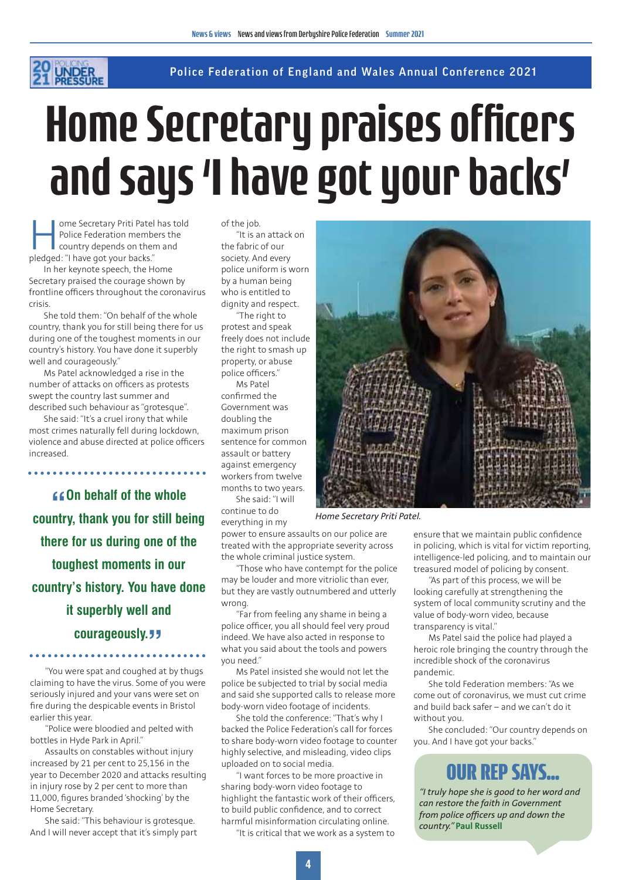Police Federation of England and Wales Annual Conference 2021

# Home Secretary praises officers and says 'I have got your backs'

Home Secretary Priti Patel has told Police Federation members the country depends on them and pledged: "I have got your backs."

In her keynote speech, the Home Secretary praised the courage shown by frontline officers throughout the coronavirus crisis.

She told them: "On behalf of the whole country, thank you for still being there for us during one of the toughest moments in our country's history. You have done it superbly well and courageously."

Ms Patel acknowledged a rise in the number of attacks on officers as protests swept the country last summer and described such behaviour as "grotesque".

She said: "It's a cruel irony that while most crimes naturally fell during lockdown, violence and abuse directed at police officers increased.

> **"On behalf of the whole country, thank you for still being there for us during one of the toughest moments in our country's history. You have done it superbly well and courageously."**

"You were spat and coughed at by thugs claiming to have the virus. Some of you were seriously injured and your vans were set on fire during the despicable events in Bristol earlier this year.

"Police were bloodied and pelted with bottles in Hyde Park in April."

Assaults on constables without injury increased by 21 per cent to 25,156 in the year to December 2020 and attacks resulting in injury rose by 2 per cent to more than 11,000, figures branded 'shocking' by the Home Secretary.

She said: "This behaviour is grotesque. And I will never accept that it's simply part of the job.

"It is an attack on the fabric of our society. And every police uniform is worn by a human being who is entitled to dignity and respect.

"The right to protest and speak freely does not include the right to smash up property, or abuse police officers."

Ms Patel confirmed the Government was doubling the maximum prison sentence for common assault or battery against emergency workers from twelve months to two years.

She said: "I will continue to do everything in my power to ensure assaults on our police are treated with the appropriate severity across the whole criminal justice system.

"Those who have contempt for the police may be louder and more vitriolic than ever, but they are vastly outnumbered and utterly wrong.

"Far from feeling any shame in being a police officer, you all should feel very proud indeed. We have also acted in response to what you said about the tools and powers you need."

Ms Patel insisted she would not let the police be subjected to trial by social media and said she supported calls to release more body-worn video footage of incidents.

She told the conference: "That's why I backed the Police Federation's call for forces to share body-worn video footage to counter highly selective, and misleading, video clips uploaded on to social media.

"I want forces to be more proactive in sharing body-worn video footage to highlight the fantastic work of their officers, to build public confidence, and to correct harmful misinformation circulating online.

"It is critical that we work as a system to ensure that we maintain public confidence in policing, which is vital for victim reporting, intelligence-led policing, and to maintain our treasured model of policing by consent.

"As part of this process, we will be looking carefully at strengthening the system of local community scrutiny and the value of body-worn video, because transparency is vital."

Ms Patel said the police had played a heroic role bringing the country through the incredible shock of the coronavirus pandemic.

She told Federation members: "As we come out of coronavirus, we must cut crime and build back safer – and we can't do it without you.

She concluded: "Our country depends on you. And I have got your backs."

*Home Secretary Priti Patel.*

## OUR REP SAYS...

*"I truly hope she is good to her word and can restore the faith in Government from police officers up and down the country."* **Paul Russell**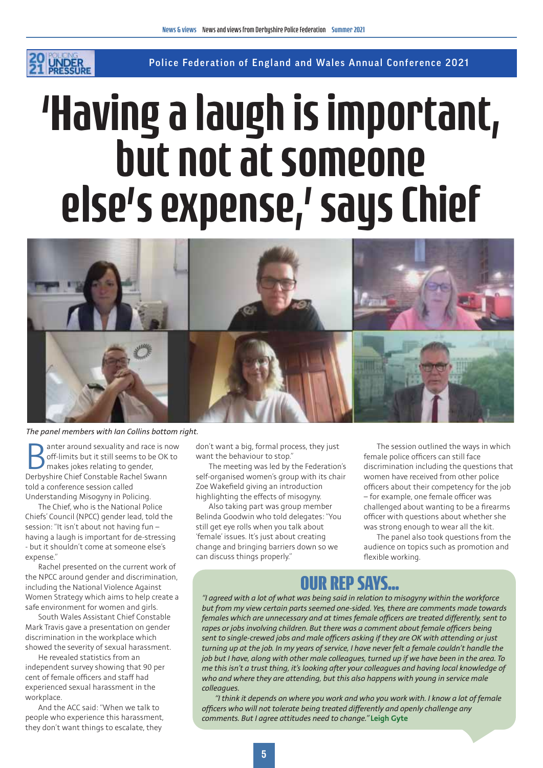Police Federation of England and Wales Annual Conference 2021

# 'Having a laugh is important, but not at someone else's expense,' says Chief

*The panel members with Ian Collins bottom right.*

Banter around sexuality and race is now off-limits but it still seems to be OK to makes jokes relating to gender, Derbyshire Chief Constable Rachel Swann told a conference session called Understanding Misogyny in Policing.

The Chief, who is the National Police Chiefs' Council (NPCC) gender lead, told the session: "It isn't about not having fun – having a laugh is important for de-stressing - but it shouldn't come at someone else's expense."

Rachel presented on the current work of the NPCC around gender and discrimination, including the National Violence Against Women Strategy which aims to help create a safe environment for women and girls.

South Wales Assistant Chief Constable Mark Travis gave a presentation on gender discrimination in the workplace which showed the severity of sexual harassment.

He revealed statistics from an independent survey showing that 90 per cent of female officers and staff had experienced sexual harassment in the workplace.

And the ACC said: "When we talk to people who experience this harassment, they don't want things to escalate, they don't want a big, formal process, they just want the behaviour to stop."

The meeting was led by the Federation's self-organised women's group with its chair Zoe Wakefield giving an introduction highlighting the effects of misogyny.

Also taking part was group member Belinda Goodwin who told delegates: "You still get eye rolls when you talk about 'female' issues. It's just about creating change and bringing barriers down so we can discuss things properly."

The session outlined the ways in which female police officers can still face discrimination including the questions that women have received from other police officers about their competency for the job – for example, one female officer was challenged about wanting to be a firearms officer with questions about whether she was strong enough to wear all the kit.

The panel also took questions from the audience on topics such as promotion and flexible working.

## OUR REP SAYS...

*"I agreed with a lot of what was being said in relation to misogyny within the workforce but from my view certain parts seemed one-sided. Yes, there are comments made towards females which are unnecessary and at times female officers are treated differently, sent to rapes or jobs involving children. But there was a comment about female officers being sent to single-crewed jobs and male officers asking if they are OK with attending or just turning up at the job. In my years of service, I have never felt a female couldn't handle the job but I have, along with other male colleagues, turned up if we have been in the area. To me this isn't a trust thing, it's looking after your colleagues and having local knowledge of who and where they are attending, but this also happens with young in service male colleagues.*

*"I think it depends on where you work and who you work with. I know a lot of female officers who will not tolerate being treated differently and openly challenge any comments. But I agree attitudes need to change."* **Leigh Gyte**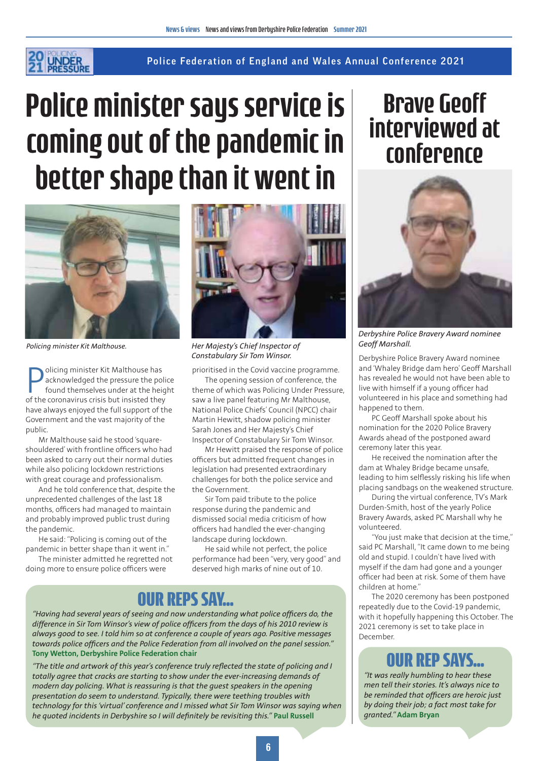Police Federation of England and Wales Annual Conference 2021

# Police minister says service is coming out of the pandemic in better shape than it went in

Policing minister Kit Malthouse.

Her Majesty's Chief Inspector of Constabulary Sir Tom Winsor.

Policing minister Kit Malthouse has acknowledged the pressure the police found themselves under at the height of the coronavirus crisis but insisted they have always enjoyed the full support of the Government and the vast majority of the public.

Mr Malthouse said he stood 'square-shouldered' with frontline officers who had been asked to carry out their normal duties while also policing lockdown restrictions with great courage and professionalism.

And he told conference that, despite the unprecedented challenges of the last 18 months, officers had managed to maintain and probably improved public trust during the pandemic.

He said: "Policing is coming out of the pandemic in better shape than it went in."

The minister admitted he regretted not doing more to ensure police officers were prioritised in the Covid vaccine programme.

The opening session of conference, the theme of which was Policing Under Pressure, saw a live panel featuring Mr Malthouse, National Police Chiefs' Council (NPCC) chair Martin Hewitt, shadow policing minister Sarah Jones and Her Majesty's Chief Inspector of Constabulary Sir Tom Winsor.

Mr Hewitt praised the response of police officers but admitted frequent changes in legislation had presented extraordinary challenges for both the police service and the Government.

Sir Tom paid tribute to the police response during the pandemic and dismissed social media criticism of how officers had handled the ever-changing landscape during lockdown.

He said while not perfect, the police performance had been "very, very good" and deserved high marks of nine out of 10.

## OUR REPS SAY...

*"Having had several years of seeing and now understanding what police officers do, the difference in Sir Tom Winsor's view of police officers from the days of his 2010 review is always good to see. I told him so at conference a couple of years ago. Positive messages towards police officers and the Police Federation from all involved on the panel session."* **Tony Wetton, Derbyshire Police Federation chair**

*"The title and artwork of this year's conference truly reflected the state of policing and I totally agree that cracks are starting to show under the ever-increasing demands of modern day policing. What is reassuring is that the guest speakers in the opening presentation do seem to understand. Typically, there were teething troubles with technology for this 'virtual' conference and I missed what Sir Tom Winsor was saying when he quoted incidents in Derbyshire so I will definitely be revisiting this."* **Paul Russell**

# Brave Geoff interviewed at conference

Derbyshire Police Bravery Award nominee Geoff Marshall.

Derbyshire Police Bravery Award nominee and 'Whaley Bridge dam hero' Geoff Marshall has revealed he would not have been able to live with himself if a young officer had volunteered in his place and something had happened to them.

PC Geoff Marshall spoke about his nomination for the 2020 Police Bravery Awards ahead of the postponed award ceremony later this year.

He received the nomination after the dam at Whaley Bridge became unsafe, leading to him selflessly risking his life when placing sandbags on the weakened structure.

During the virtual conference, TV's Mark Durden-Smith, host of the yearly Police Bravery Awards, asked PC Marshall why he volunteered.

"You just make that decision at the time," said PC Marshall, "It came down to me being old and stupid. I couldn't have lived with myself if the dam had gone and a younger officer had been at risk. Some of them have children at home."

The 2020 ceremony has been postponed repeatedly due to the Covid-19 pandemic, with it hopefully happening this October. The 2021 ceremony is set to take place in December.

## OUR REP SAYS...

*"It was really humbling to hear these men tell their stories. It's always nice to be reminded that officers are heroic just by doing their job; a fact most take for granted."* **Adam Bryan**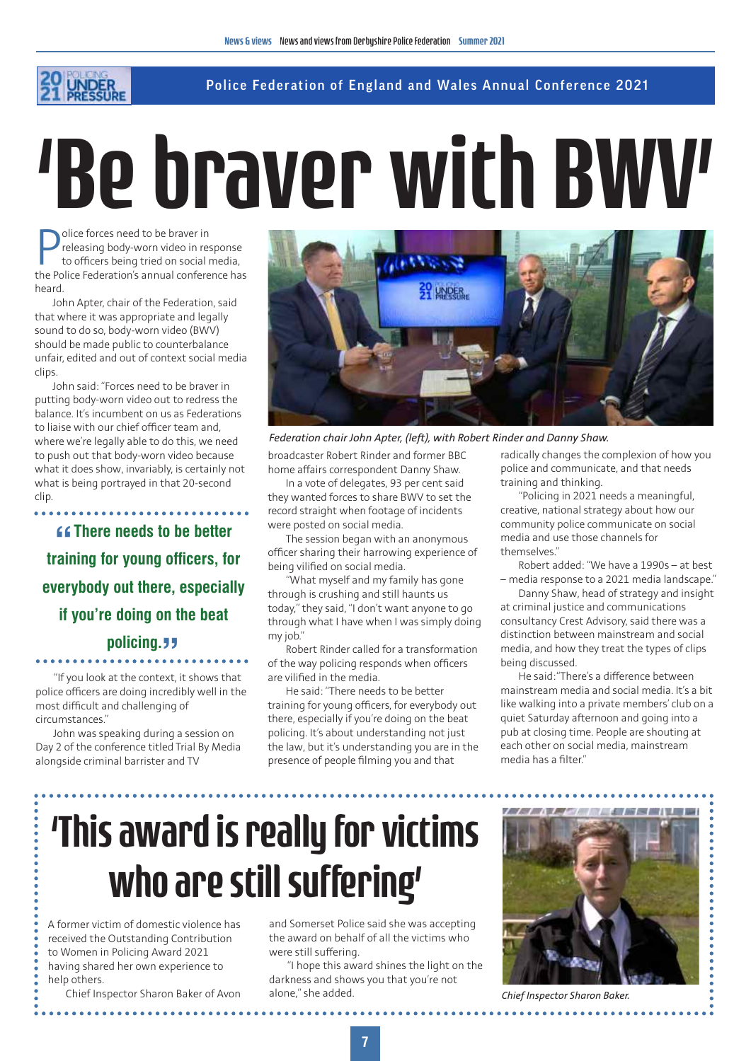Police Federation of England and Wales Annual Conference 2021

# 'Be braver with BWV'

Police forces need to be braver in releasing body-worn video in response to officers being tried on social media, the Police Federation's annual conference has heard.

John Apter, chair of the Federation, said that where it was appropriate and legally sound to do so, body-worn video (BWV) should be made public to counterbalance unfair, edited and out of context social media clips.

John said: "Forces need to be braver in putting body-worn video out to redress the balance. It's incumbent on us as Federations to liaise with our chief officer team and, where we're legally able to do this, we need to push out that body-worn video because what it does show, invariably, is certainly not what is being portrayed in that 20-second clip.

> "There needs to be better training for young officers, for everybody out there, especially if you're doing on the beat policing."

"If you look at the context, it shows that police officers are doing incredibly well in the most difficult and challenging of circumstances."

John was speaking during a session on Day 2 of the conference titled Trial By Media alongside criminal barrister and TV broadcaster Robert Rinder and former BBC home affairs correspondent Danny Shaw.

*Federation chair John Apter, (left), with Robert Rinder and Danny Shaw.*

In a vote of delegates, 93 per cent said they wanted forces to share BWV to set the record straight when footage of incidents were posted on social media.

The session began with an anonymous officer sharing their harrowing experience of being vilified on social media.

"What myself and my family has gone through is crushing and still haunts us today," they said, "I don't want anyone to go through what I have when I was simply doing my job."

Robert Rinder called for a transformation of the way policing responds when officers are vilified in the media.

He said: "There needs to be better training for young officers, for everybody out there, especially if you're doing on the beat policing. It's about understanding not just the law, but it's understanding you are in the presence of people filming you and that radically changes the complexion of how you police and communicate, and that needs training and thinking.

"Policing in 2021 needs a meaningful, creative, national strategy about how our community police communicate on social media and use those channels for themselves."

Robert added: "We have a 1990s – at best – media response to a 2021 media landscape."

Danny Shaw, head of strategy and insight at criminal justice and communications consultancy Crest Advisory, said there was a distinction between mainstream and social media, and how they treat the types of clips being discussed.

He said: "There's a difference between mainstream media and social media. It's a bit like walking into a private members' club on a quiet Saturday afternoon and going into a pub at closing time. People are shouting at each other on social media, mainstream media has a filter."

# 'This award is really for victims who are still suffering'

A former victim of domestic violence has received the Outstanding Contribution to Women in Policing Award 2021 having shared her own experience to help others.

Chief Inspector Sharon Baker of Avon and Somerset Police said she was accepting the award on behalf of all the victims who were still suffering.

"I hope this award shines the light on the darkness and shows you that you're not alone," she added.

*Chief Inspector Sharon Baker.*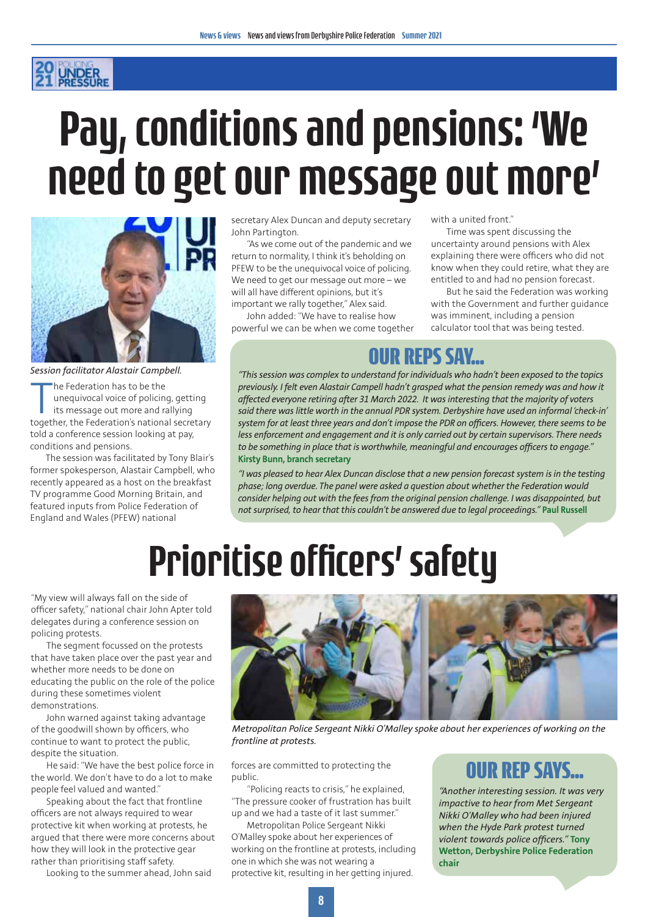# Pay, conditions and pensions: 'We need to get our message out more'

*Session facilitator Alastair Campbell.*

The Federation has to be the unequivocal voice of policing, getting its message out more and rallying together, the Federation's national secretary told a conference session looking at pay, conditions and pensions.

The session was facilitated by Tony Blair's former spokesperson, Alastair Campbell, who recently appeared as a host on the breakfast TV programme Good Morning Britain, and featured inputs from Police Federation of England and Wales (PFEW) national secretary Alex Duncan and deputy secretary John Partington.

"As we come out of the pandemic and we return to normality, I think it's beholding on PFEW to be the unequivocal voice of policing. We need to get our message out more – we will all have different opinions, but it's important we rally together," Alex said.

John added: "We have to realise how powerful we can be when we come together with a united front."

Time was spent discussing the uncertainty around pensions with Alex explaining there were officers who did not know when they could retire, what they are entitled to and had no pension forecast.

But he said the Federation was working with the Government and further guidance was imminent, including a pension calculator tool that was being tested.

## OUR REPS SAY...

*"This session was complex to understand for individuals who hadn't been exposed to the topics previously. I felt even Alastair Campell hadn't grasped what the pension remedy was and how it affected everyone retiring after 31 March 2022. It was interesting that the majority of voters said there was little worth in the annual PDR system. Derbyshire have used an informal 'check-in' system for at least three years and don't impose the PDR on officers. However, there seems to be less enforcement and engagement and it is only carried out by certain supervisors. There needs to be something in place that is worthwhile, meaningful and encourages officers to engage."* **Kirsty Bunn, branch secretary**

*"I was pleased to hear Alex Duncan disclose that a new pension forecast system is in the testing phase; long overdue. The panel were asked a question about whether the Federation would consider helping out with the fees from the original pension challenge. I was disappointed, but not surprised, to hear that this couldn't be answered due to legal proceedings."* **Paul Russell**

# Prioritise officers' safety

"My view will always fall on the side of officer safety," national chair John Apter told delegates during a conference session on policing protests.

The segment focussed on the protests that have taken place over the past year and whether more needs to be done on educating the public on the role of the police during these sometimes violent demonstrations.

John warned against taking advantage of the goodwill shown by officers, who continue to want to protect the public, despite the situation.

He said: "We have the best police force in the world. We don't have to do a lot to make people feel valued and wanted."

Speaking about the fact that frontline officers are not always required to wear protective kit when working at protests, he argued that there were more concerns about how they will look in the protective gear rather than prioritising staff safety.

Looking to the summer ahead, John said forces are committed to protecting the public.

"Policing reacts to crisis," he explained, "The pressure cooker of frustration has built up and we had a taste of it last summer."

Metropolitan Police Sergeant Nikki O'Malley spoke about her experiences of working on the frontline at protests, including one in which she was not wearing a protective kit, resulting in her getting injured.

*Metropolitan Police Sergeant Nikki O'Malley spoke about her experiences of working on the frontline at protests.*

## OUR REP SAYS...

*"Another interesting session. It was very impactive to hear from Met Sergeant Nikki O'Malley who had been injured when the Hyde Park protest turned violent towards police officers."* **Tony Wetton, Derbyshire Police Federation chair**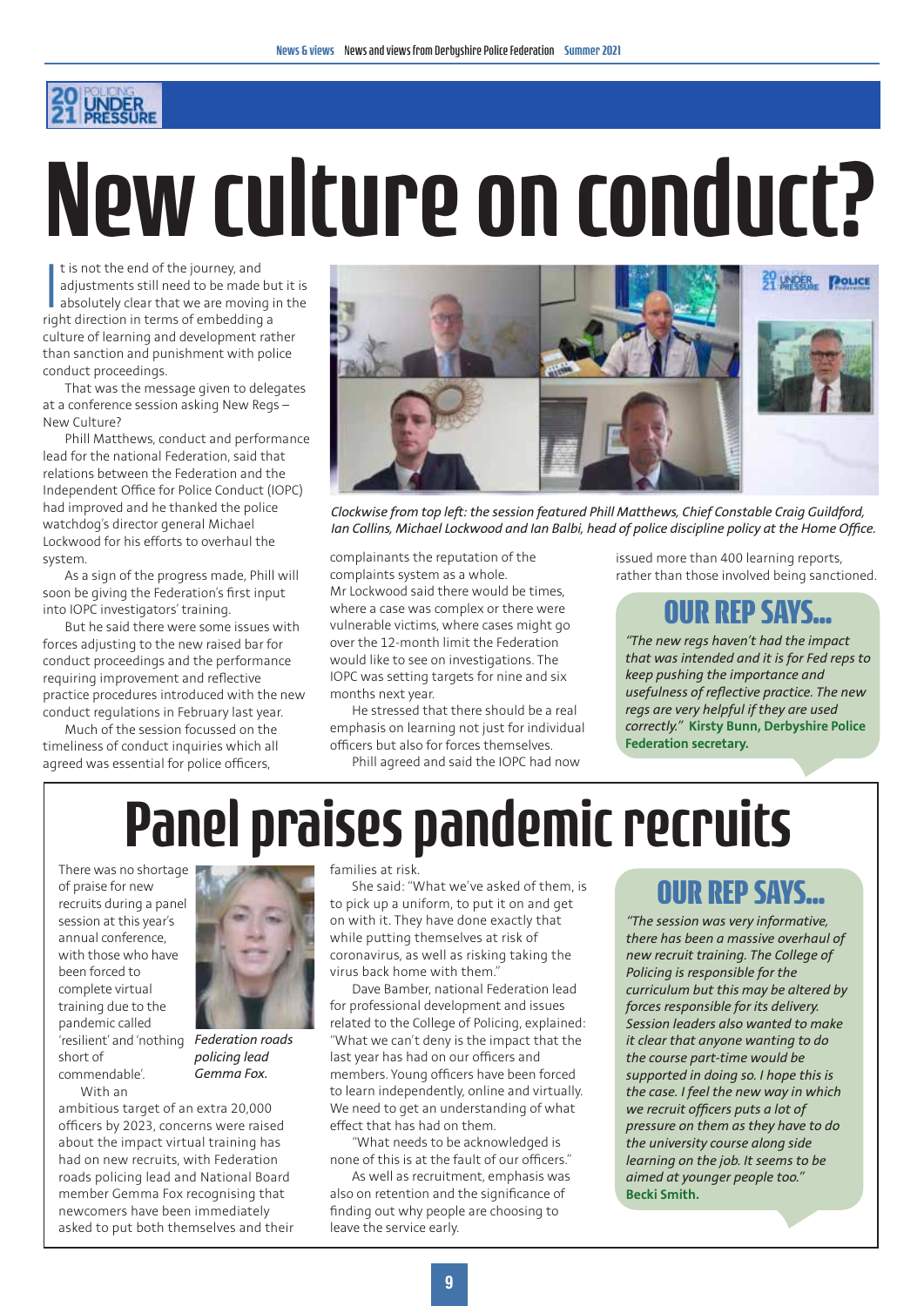# New culture on conduct?

It is not the end of the journey, and adjustments still need to be made but it is absolutely clear that we are moving in the right direction in terms of embedding a culture of learning and development rather than sanction and punishment with police conduct proceedings.

That was the message given to delegates at a conference session asking New Regs – New Culture?

Phill Matthews, conduct and performance lead for the national Federation, said that relations between the Federation and the Independent Office for Police Conduct (IOPC) had improved and he thanked the police watchdog's director general Michael Lockwood for his efforts to overhaul the system.

As a sign of the progress made, Phill will soon be giving the Federation's first input into IOPC investigators' training.

But he said there were some issues with forces adjusting to the new raised bar for conduct proceedings and the performance requiring improvement and reflective practice procedures introduced with the new conduct regulations in February last year.

Much of the session focussed on the timeliness of conduct inquiries which all agreed was essential for police officers, complainants the reputation of the complaints system as a whole.

Mr Lockwood said there would be times, where a case was complex or there were vulnerable victims, where cases might go over the 12-month limit the Federation would like to see on investigations. The IOPC was setting targets for nine and six months next year.

He stressed that there should be a real emphasis on learning not just for individual officers but also for forces themselves.

Phill agreed and said the IOPC had now issued more than 400 learning reports, rather than those involved being sanctioned.

*Clockwise from top left: the session featured Phill Matthews, Chief Constable Craig Guildford, Ian Collins, Michael Lockwood and Ian Balbi, head of police discipline policy at the Home Office.*

## OUR REP SAYS...

*"The new regs haven't had the impact that was intended and it is for Fed reps to keep pushing the importance and usefulness of reflective practice. The new regs are very helpful if they are used correctly."* **Kirsty Bunn, Derbyshire Police Federation secretary.**

# Panel praises pandemic recruits

There was no shortage of praise for new recruits during a panel session at this year's annual conference, with those who have been forced to complete virtual training due to the pandemic called 'resilient' and 'nothing short of commendable'.

*Federation roads policing lead Gemma Fox.*

With an ambitious target of an extra 20,000 officers by 2023, concerns were raised about the impact virtual training has had on new recruits, with Federation roads policing lead and National Board member Gemma Fox recognising that newcomers have been immediately asked to put both themselves and their families at risk.

She said: "What we've asked of them, is to pick up a uniform, to put it on and get on with it. They have done exactly that while putting themselves at risk of coronavirus, as well as risking taking the virus back home with them."

Dave Bamber, national Federation lead for professional development and issues related to the College of Policing, explained: "What we can't deny is the impact that the last year has had on our officers and members. Young officers have been forced to learn independently, online and virtually. We need to get an understanding of what effect that has had on them.

"What needs to be acknowledged is none of this is at the fault of our officers."

As well as recruitment, emphasis was also on retention and the significance of finding out why people are choosing to leave the service early.

## OUR REP SAYS...

*"The session was very informative, there has been a massive overhaul of new recruit training. The College of Policing is responsible for the curriculum but this may be altered by forces responsible for its delivery. Session leaders also wanted to make it clear that anyone wanting to do the course part-time would be supported in doing so. I hope this is the case. I feel the new way in which we recruit officers puts a lot of pressure on them as they have to do the university course along side learning on the job. It seems to be aimed at younger people too."* **Becki Smith.**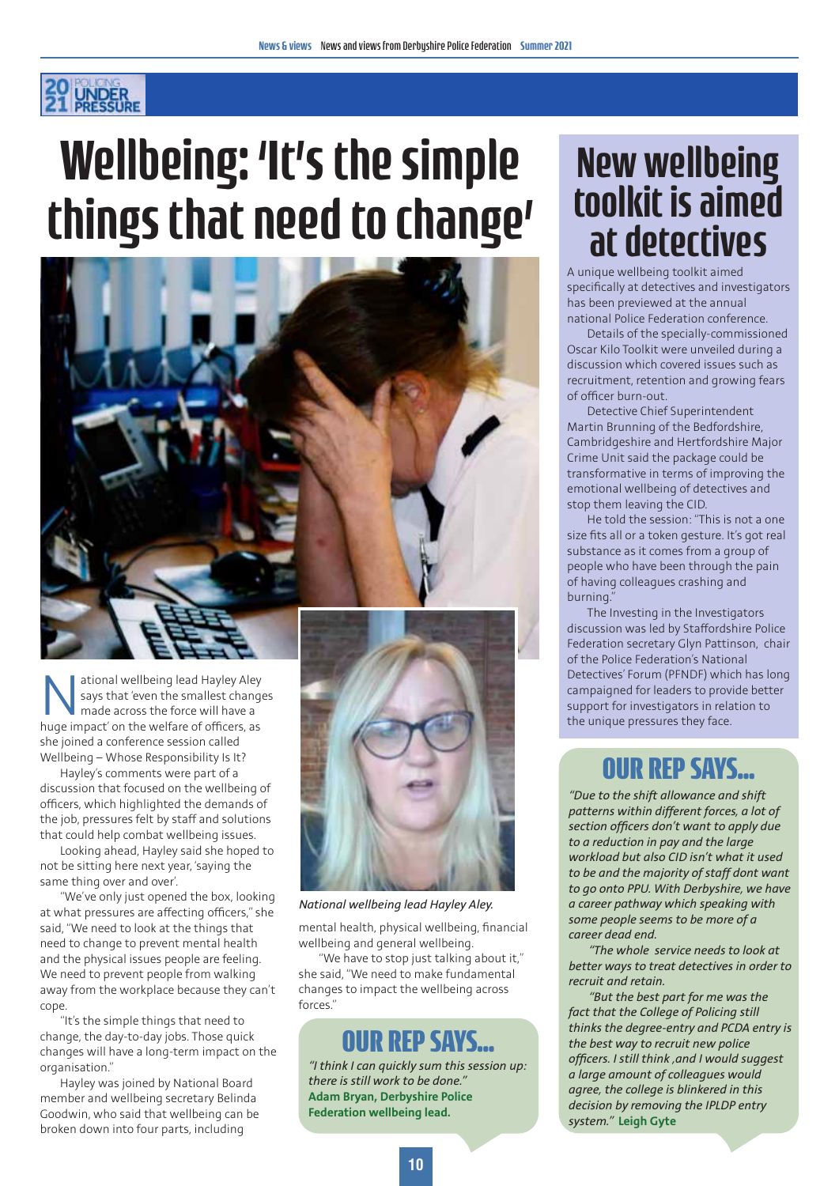2021 POLICING UNDER PRESSURE

# Wellbeing: 'It's the simple things that need to change'

National wellbeing lead Hayley Aley says that 'even the smallest changes made across the force will have a huge impact' on the welfare of officers, as she joined a conference session called Wellbeing – Whose Responsibility Is It?

Hayley's comments were part of a discussion that focused on the wellbeing of officers, which highlighted the demands of the job, pressures felt by staff and solutions that could help combat wellbeing issues.

Looking ahead, Hayley said she hoped to not be sitting here next year, 'saying the same thing over and over'.

"We've only just opened the box, looking at what pressures are affecting officers," she said, "We need to look at the things that need to change to prevent mental health and the physical issues people are feeling. We need to prevent people from walking away from the workplace because they can't cope.

"It's the simple things that need to change, the day-to-day jobs. Those quick changes will have a long-term impact on the organisation."

Hayley was joined by National Board member and wellbeing secretary Belinda Goodwin, who said that wellbeing can be broken down into four parts, including mental health, physical wellbeing, financial wellbeing and general wellbeing.

"We have to stop just talking about it," she said, "We need to make fundamental changes to impact the wellbeing across forces."

*National wellbeing lead Hayley Aley.*

## OUR REP SAYS...

*"I think I can quickly sum this session up: there is still work to be done."* **Adam Bryan, Derbyshire Police Federation wellbeing lead.**

# New wellbeing toolkit is aimed at detectives

A unique wellbeing toolkit aimed specifically at detectives and investigators has been previewed at the annual national Police Federation conference.

Details of the specially-commissioned Oscar Kilo Toolkit were unveiled during a discussion which covered issues such as recruitment, retention and growing fears of officer burn-out.

Detective Chief Superintendent Martin Brunning of the Bedfordshire, Cambridgeshire and Hertfordshire Major Crime Unit said the package could be transformative in terms of improving the emotional wellbeing of detectives and stop them leaving the CID.

He told the session: "This is not a one size fits all or a token gesture. It's got real substance as it comes from a group of people who have been through the pain of having colleagues crashing and burning."

The Investing in the Investigators discussion was led by Staffordshire Police Federation secretary Glyn Pattinson, chair of the Police Federation's National Detectives' Forum (PFNDF) which has long campaigned for leaders to provide better support for investigators in relation to the unique pressures they face.

## OUR REP SAYS...

*"Due to the shift allowance and shift patterns within different forces, a lot of section officers don't want to apply due to a reduction in pay and the large workload but also CID isn't what it used to be and the majority of staff dont want to go onto PPU. With Derbyshire, we have a career pathway which speaking with some people seems to be more of a career dead end.*

*"The whole service needs to look at better ways to treat detectives in order to recruit and retain.*

*"But the best part for me was the fact that the College of Policing still thinks the degree-entry and PCDA entry is the best way to recruit new police officers. I still think ,and I would suggest a large amount of colleagues would agree, the college is blinkered in this decision by removing the IPLDP entry system."* **Leigh Gyte**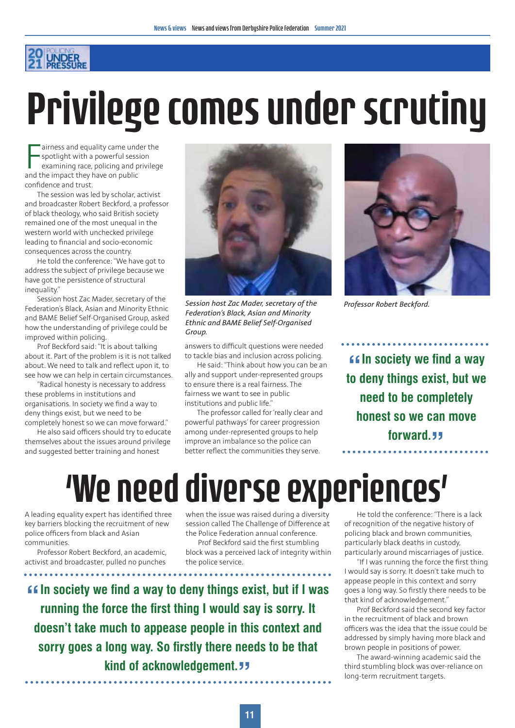2021 POLICING UNDER PRESSURE

# Privilege comes under scrutiny

Fairness and equality came under the spotlight with a powerful session examining race, policing and privilege and the impact they have on public confidence and trust.

The session was led by scholar, activist and broadcaster Robert Beckford, a professor of black theology, who said British society remained one of the most unequal in the western world with unchecked privilege leading to financial and socio-economic consequences across the country.

He told the conference: "We have got to address the subject of privilege because we have got the persistence of structural inequality."

Session host Zac Mader, secretary of the Federation's Black, Asian and Minority Ethnic and BAME Belief Self-Organised Group, asked how the understanding of privilege could be improved within policing.

Prof Beckford said: "It is about talking about it. Part of the problem is it is not talked about. We need to talk and reflect upon it, to see how we can help in certain circumstances.

"Radical honesty is necessary to address these problems in institutions and organisations. In society we find a way to deny things exist, but we need to be completely honest so we can move forward."

He also said officers should try to educate themselves about the issues around privilege and suggested better training and honest answers to difficult questions were needed to tackle bias and inclusion across policing.

He said: "Think about how you can be an ally and support under-represented groups to ensure there is a real fairness. The fairness we want to see in public institutions and public life."

The professor called for 'really clear and powerful pathways' for career progression among under-represented groups to help improve an imbalance so the police can better reflect the communities they serve.

*Session host Zac Mader, secretary of the Federation's Black, Asian and Minority Ethnic and BAME Belief Self-Organised Group.*

*Professor Robert Beckford.*

> **"In society we find a way to deny things exist, but we need to be completely honest so we can move forward."**

# 'We need diverse experiences'

A leading equality expert has identified three key barriers blocking the recruitment of new police officers from black and Asian communities.

Professor Robert Beckford, an academic, activist and broadcaster, pulled no punches when the issue was raised during a diversity session called The Challenge of Difference at the Police Federation annual conference.

Prof Beckford said the first stumbling block was a perceived lack of integrity within the police service.

He told the conference: "There is a lack of recognition of the negative history of policing black and brown communities, particularly black deaths in custody, particularly around miscarriages of justice.

"If I was running the force the first thing I would say is sorry. It doesn't take much to appease people in this context and sorry goes a long way. So firstly there needs to be that kind of acknowledgement."

Prof Beckford said the second key factor in the recruitment of black and brown officers was the idea that the issue could be addressed by simply having more black and brown people in positions of power.

The award-winning academic said the third stumbling block was over-reliance on long-term recruitment targets.

> **"In society we find a way to deny things exist, but if I was running the force the first thing I would say is sorry. It doesn't take much to appease people in this context and sorry goes a long way. So firstly there needs to be that kind of acknowledgement."**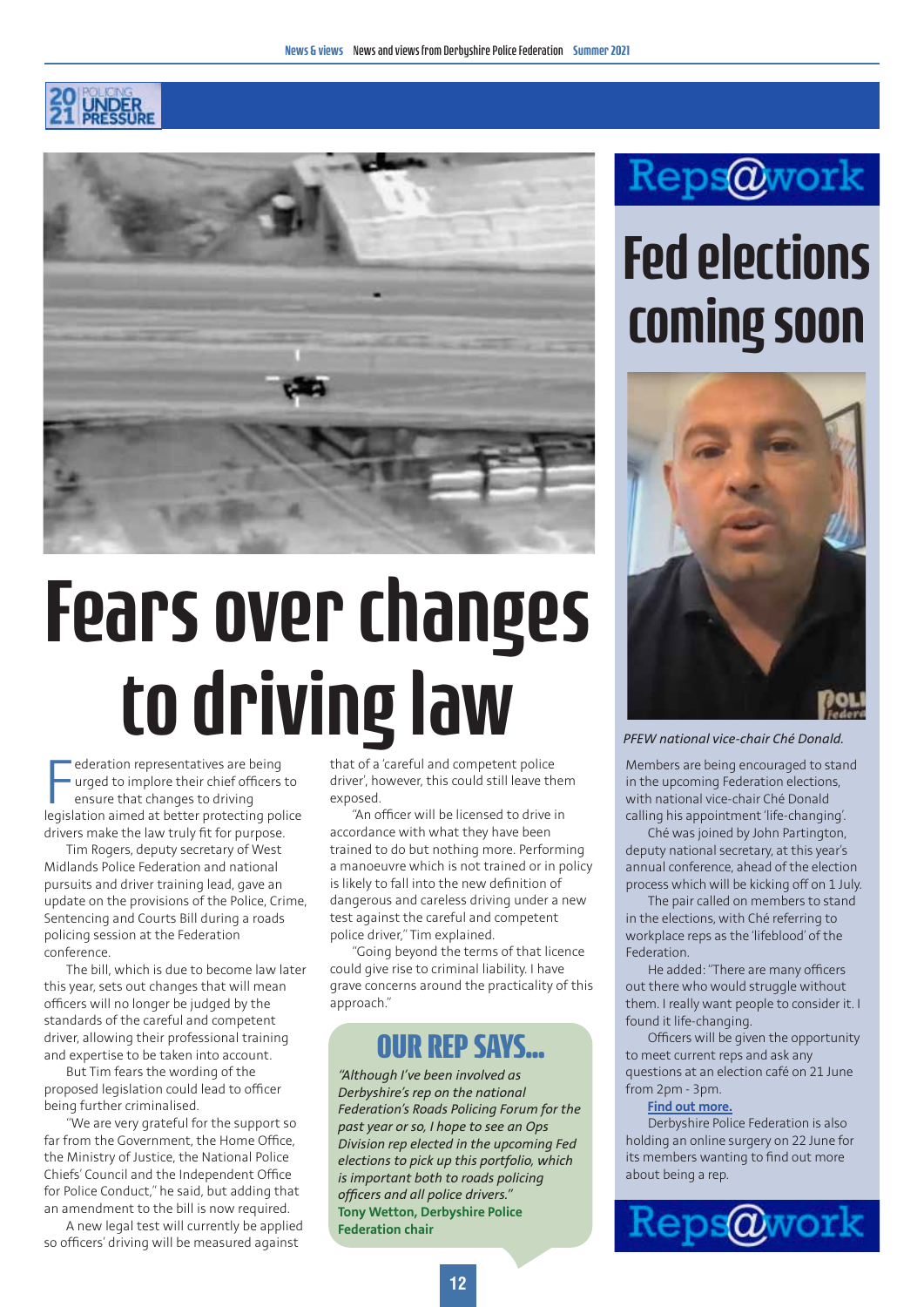2021 POLICING UNDER PRESSURE

# Fears over changes to driving law

Federation representatives are being urged to implore their chief officers to ensure that changes to driving legislation aimed at better protecting police drivers make the law truly fit for purpose.

Tim Rogers, deputy secretary of West Midlands Police Federation and national pursuits and driver training lead, gave an update on the provisions of the Police, Crime, Sentencing and Courts Bill during a roads policing session at the Federation conference.

The bill, which is due to become law later this year, sets out changes that will mean officers will no longer be judged by the standards of the careful and competent driver, allowing their professional training and expertise to be taken into account.

But Tim fears the wording of the proposed legislation could lead to officer being further criminalised.

"We are very grateful for the support so far from the Government, the Home Office, the Ministry of Justice, the National Police Chiefs' Council and the Independent Office for Police Conduct," he said, but adding that an amendment to the bill is now required.

A new legal test will currently be applied so officers' driving will be measured against that of a 'careful and competent police driver', however, this could still leave them exposed.

"An officer will be licensed to drive in accordance with what they have been trained to do but nothing more. Performing a manoeuvre which is not trained or in policy is likely to fall into the new definition of dangerous and careless driving under a new test against the careful and competent police driver," Tim explained.

"Going beyond the terms of that licence could give rise to criminal liability. I have grave concerns around the practicality of this approach."

## OUR REP SAYS...

*"Although I've been involved as Derbyshire's rep on the national Federation's Roads Policing Forum for the past year or so, I hope to see an Ops Division rep elected in the upcoming Fed elections to pick up this portfolio, which is important both to roads policing officers and all police drivers."*

**Tony Wetton, Derbyshire Police Federation chair**

## Reps@work

# Fed elections coming soon

*PFEW national vice-chair Ché Donald.*

Members are being encouraged to stand in the upcoming Federation elections, with national vice-chair Ché Donald calling his appointment 'life-changing'.

Ché was joined by John Partington, deputy national secretary, at this year's annual conference, ahead of the election process which will be kicking off on 1 July.

The pair called on members to stand in the elections, with Ché referring to workplace reps as the 'lifeblood' of the Federation.

He added: "There are many officers out there who would struggle without them. I really want people to consider it. I found it life-changing.

Officers will be given the opportunity to meet current reps and ask any questions at an election café on 21 June from 2pm - 3pm.

**Find out more.**

Derbyshire Police Federation is also holding an online surgery on 22 June for its members wanting to find out more about being a rep.

Reps@work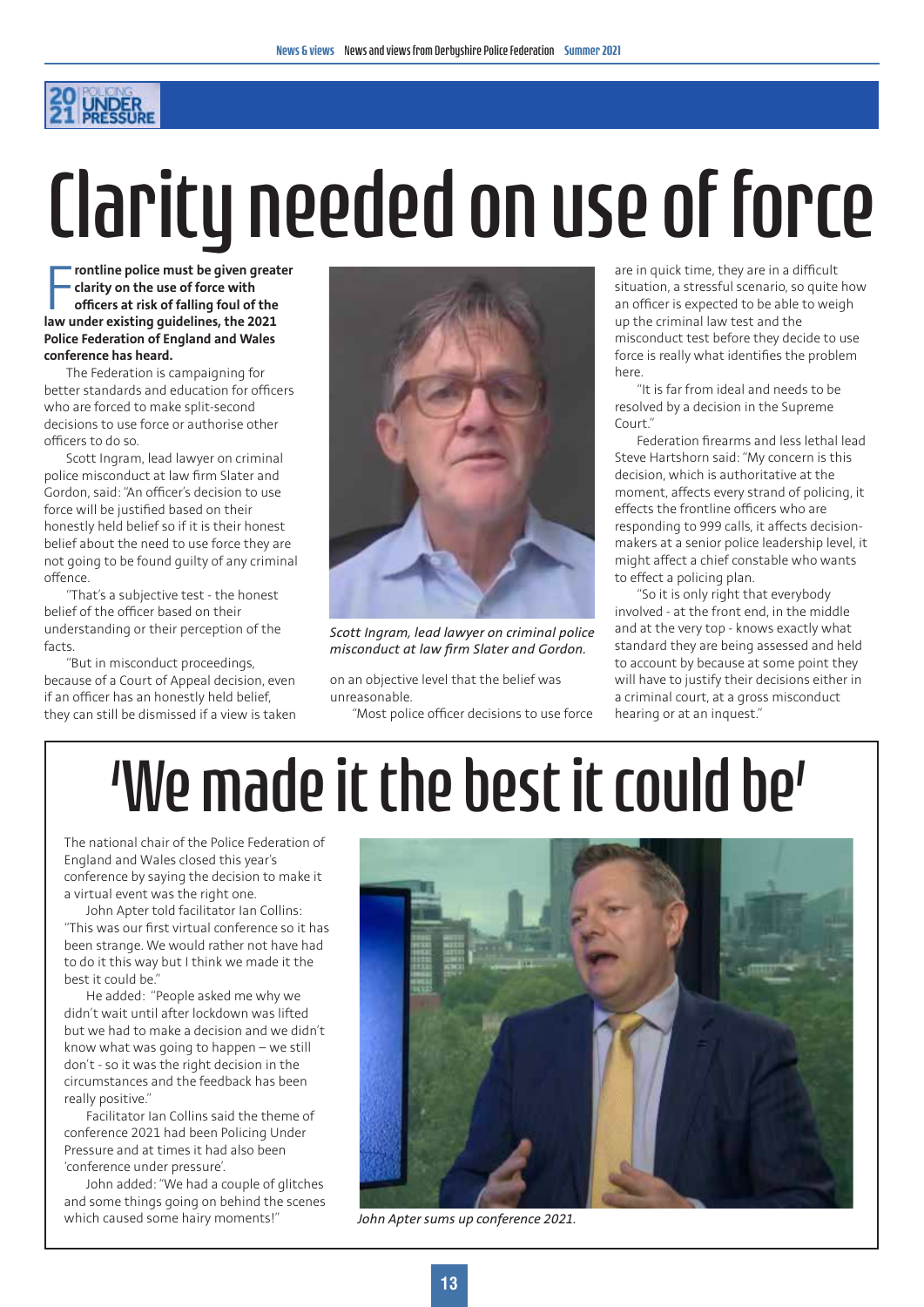# Clarity needed on use of force

**Frontline police must be given greater clarity on the use of force with officers at risk of falling foul of the law under existing guidelines, the 2021 Police Federation of England and Wales conference has heard.**

The Federation is campaigning for better standards and education for officers who are forced to make split-second decisions to use force or authorise other officers to do so.

Scott Ingram, lead lawyer on criminal police misconduct at law firm Slater and Gordon, said: "An officer's decision to use force will be justified based on their honestly held belief so if it is their honest belief about the need to use force they are not going to be found guilty of any criminal offence.

"That's a subjective test - the honest belief of the officer based on their understanding or their perception of the facts.

"But in misconduct proceedings, because of a Court of Appeal decision, even if an officer has an honestly held belief, they can still be dismissed if a view is taken on an objective level that the belief was unreasonable.

"Most police officer decisions to use force are in quick time, they are in a difficult situation, a stressful scenario, so quite how an officer is expected to be able to weigh up the criminal law test and the misconduct test before they decide to use force is really what identifies the problem here.

"It is far from ideal and needs to be resolved by a decision in the Supreme Court."

*Scott Ingram, lead lawyer on criminal police misconduct at law firm Slater and Gordon.*

Federation firearms and less lethal lead Steve Hartshorn said: "My concern is this decision, which is authoritative at the moment, affects every strand of policing, it effects the frontline officers who are responding to 999 calls, it affects decision-makers at a senior police leadership level, it might affect a chief constable who wants to effect a policing plan.

"So it is only right that everybody involved - at the front end, in the middle and at the very top - knows exactly what standard they are being assessed and held to account by because at some point they will have to justify their decisions either in a criminal court, at a gross misconduct hearing or at an inquest."

# 'We made it the best it could be'

The national chair of the Police Federation of England and Wales closed this year's conference by saying the decision to make it a virtual event was the right one.

John Apter told facilitator Ian Collins: "This was our first virtual conference so it has been strange. We would rather not have had to do it this way but I think we made it the best it could be."

He added: "People asked me why we didn't wait until after lockdown was lifted but we had to make a decision and we didn't know what was going to happen – we still don't - so it was the right decision in the circumstances and the feedback has been really positive."

Facilitator Ian Collins said the theme of conference 2021 had been Policing Under Pressure and at times it had also been 'conference under pressure'.

John added: "We had a couple of glitches and some things going on behind the scenes which caused some hairy moments!"

*John Apter sums up conference 2021.*